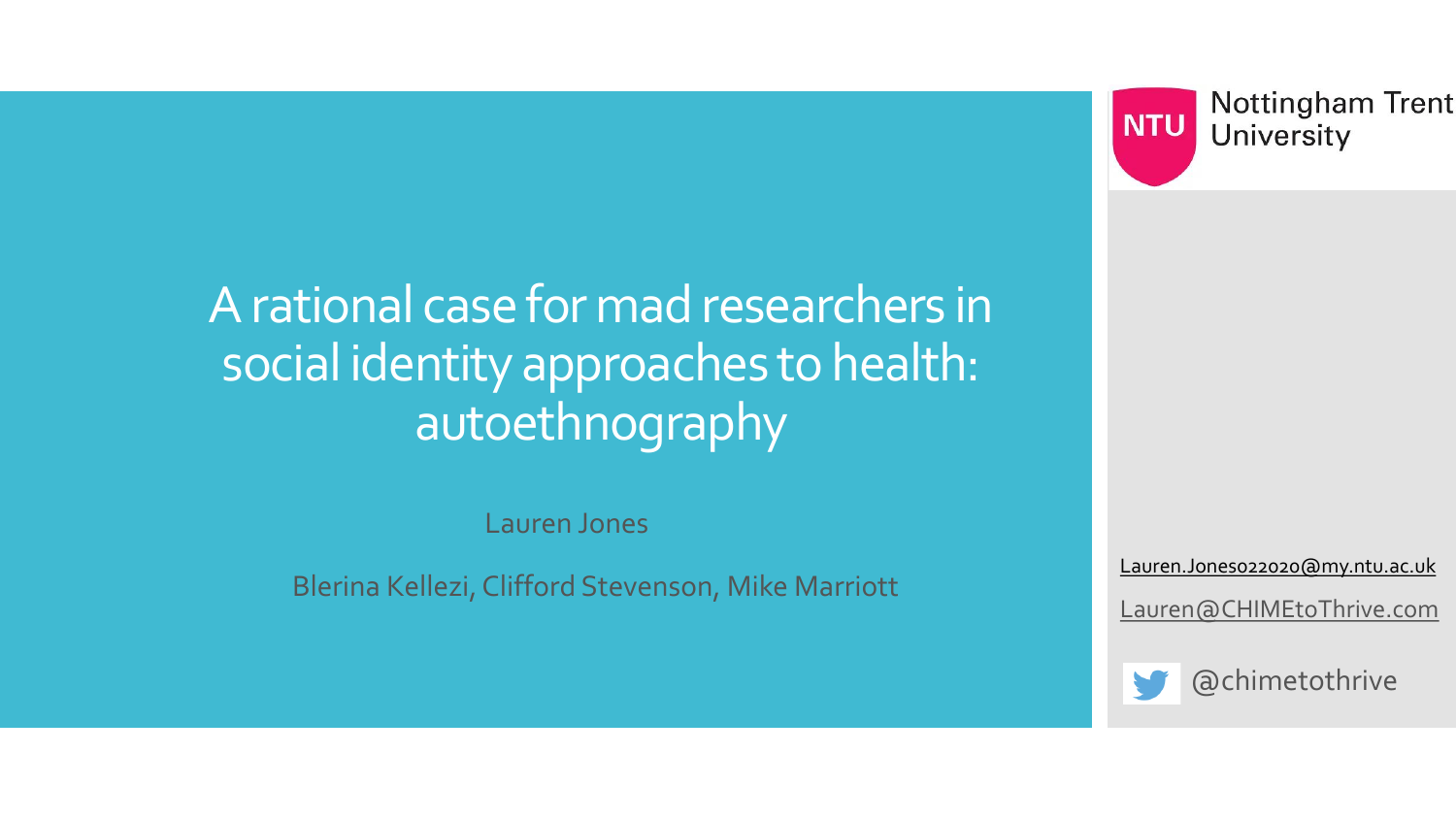# A rational case for mad researchers in social identity approaches to health: autoethnography

Lauren Jones

Blerina Kellezi, Clifford Stevenson, Mike Marriott

Nottingham Trent University

Lauren.Jones022020@my.ntu.ac.uk

Lauren@CHIMEtoThrive.com

@chimetothrive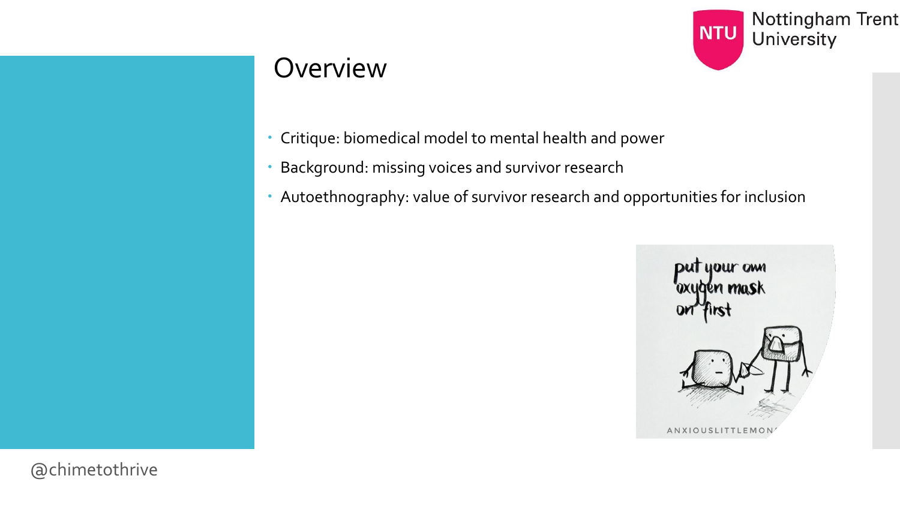# Overview

- Critique: biomedical model to mental health and power
- Background: missing voices and survivor research
- Autoethnography: value of survivor research and opportunities for inclusion

@chimetothrive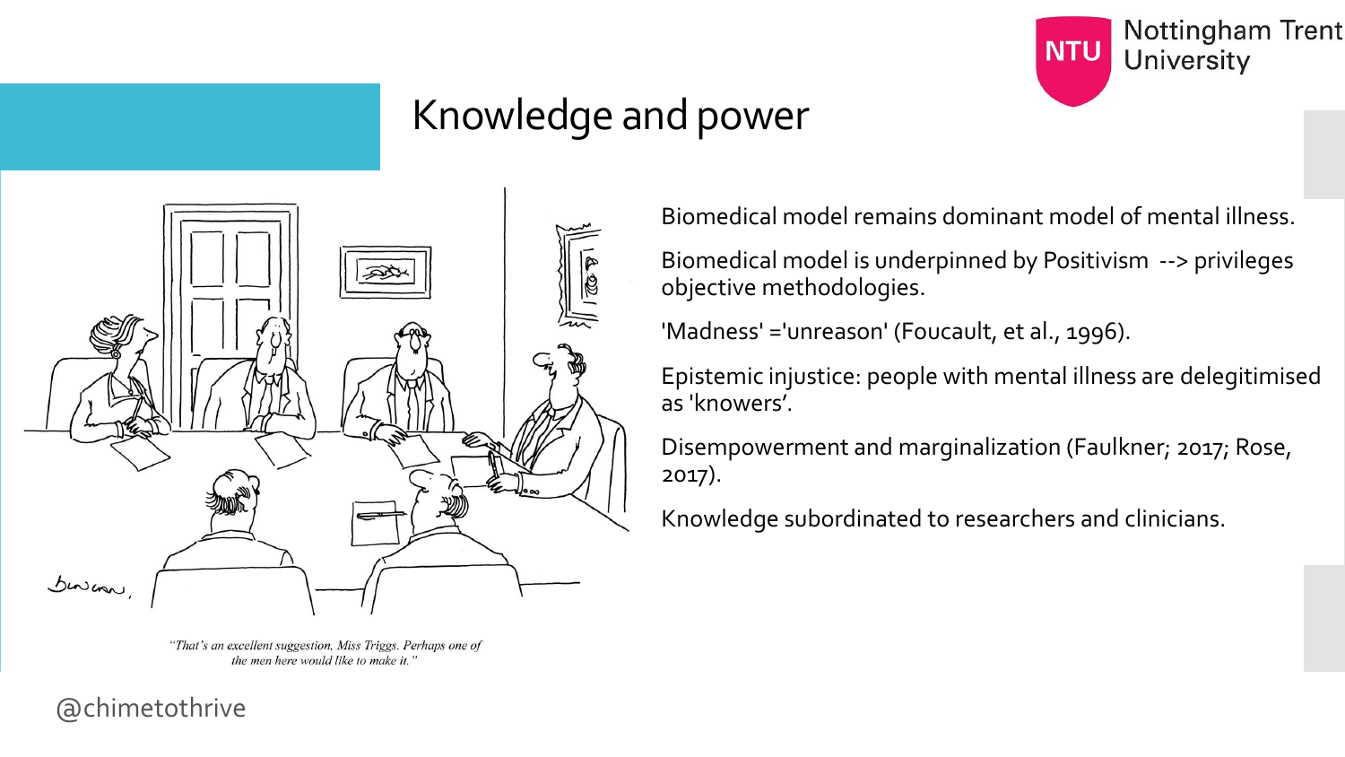# Knowledge and power

"That's an excellent suggestion, Miss Triggs. Perhaps one of the men here would like to make it."

Biomedical model remains dominant model of mental illness.

Biomedical model is underpinned by Positivism --> privileges objective methodologies.

'Madness' ='unreason' (Foucault, et al., 1996).

Epistemic injustice: people with mental illness are delegitimised as 'knowers'.

Disempowerment and marginalization (Faulkner; 2017; Rose, 2017).

Knowledge subordinated to researchers and clinicians.

@chimetothrive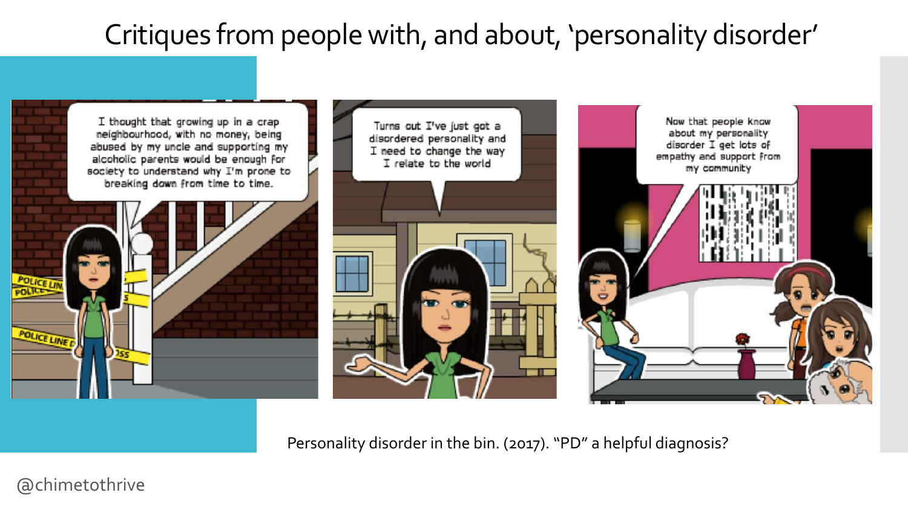# Critiques from people with, and about, 'personality disorder'

I thought that growing up in a crap neighbourhood, with no money, being abused by my uncle and supporting my alcoholic parents would be enough for society to understand why I'm prone to breaking down from time to time.

Turns out I've just got a disordered personality and I need to change the way I relate to the world

Now that people know about my personality disorder I get lots of empathy and support from my community

Personality disorder in the bin. (2017). "PD" a helpful diagnosis?

@chimetothrive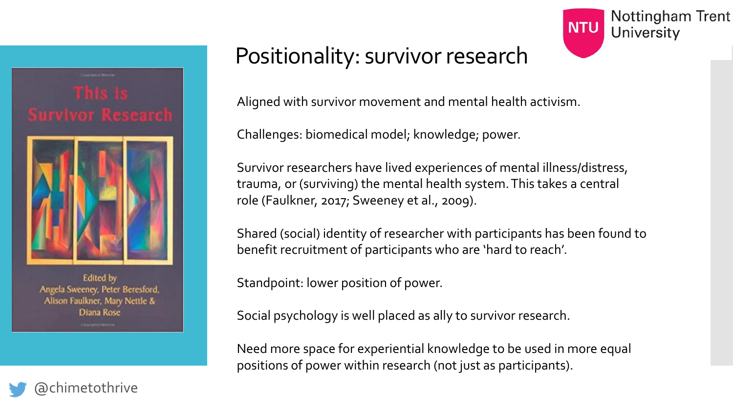# Positionality: survivor research

Aligned with survivor movement and mental health activism.

Challenges: biomedical model; knowledge; power.

Survivor researchers have lived experiences of mental illness/distress, trauma, or (surviving) the mental health system. This takes a central role (Faulkner, 2017; Sweeney et al., 2009).

Shared (social) identity of researcher with participants has been found to benefit recruitment of participants who are 'hard to reach'.

Standpoint: lower position of power.

Social psychology is well placed as ally to survivor research.

Need more space for experiential knowledge to be used in more equal positions of power within research (not just as participants).

This Is Survivor Research

Edited by Angela Sweeney, Peter Beresford, Alison Faulkner, Mary Nettle & Diana Rose

@chimetothrive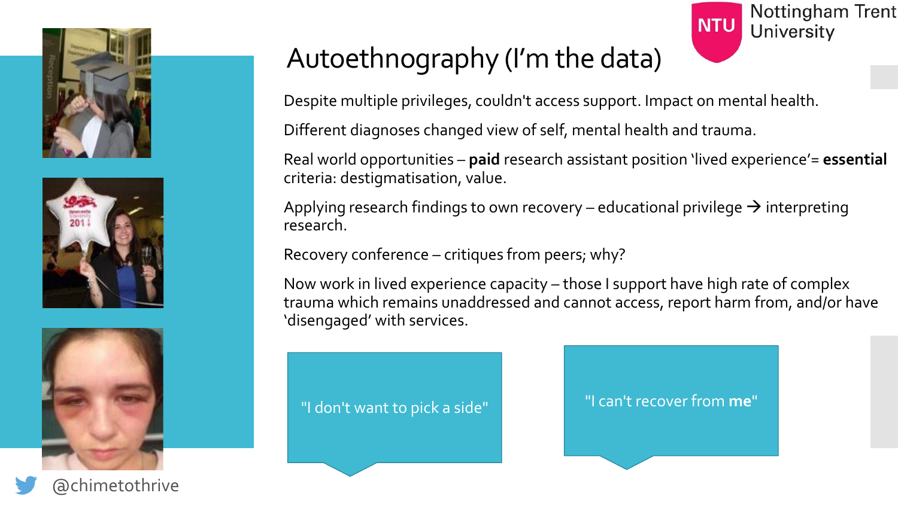# Autoethnography (I'm the data)

Despite multiple privileges, couldn't access support. Impact on mental health.

Different diagnoses changed view of self, mental health and trauma.

Real world opportunities – **paid** research assistant position 'lived experience'= **essential** criteria: destigmatisation, value.

Applying research findings to own recovery – educational privilege → interpreting research.

Recovery conference – critiques from peers; why?

Now work in lived experience capacity – those I support have high rate of complex trauma which remains unaddressed and cannot access, report harm from, and/or have 'disengaged' with services.

"I don't want to pick a side"

"I can't recover from **me**"

@chimetothrive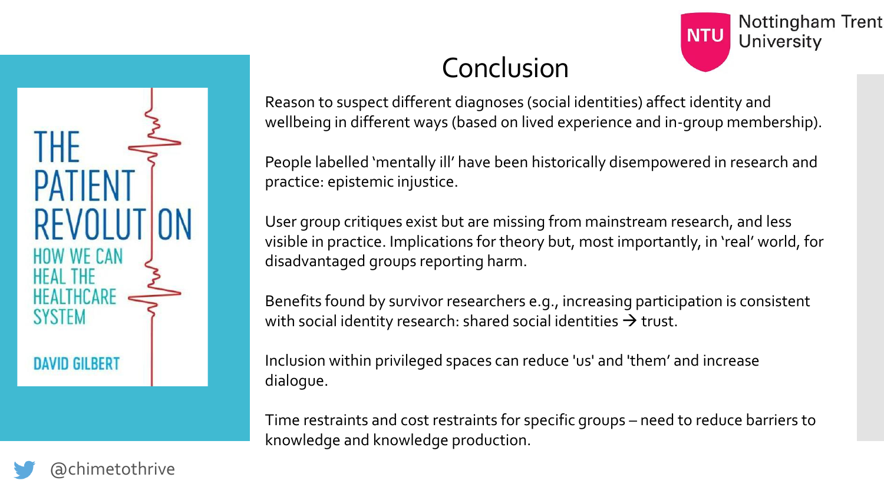# Conclusion

Reason to suspect different diagnoses (social identities) affect identity and wellbeing in different ways (based on lived experience and in-group membership).

People labelled 'mentally ill' have been historically disempowered in research and practice: epistemic injustice.

User group critiques exist but are missing from mainstream research, and less visible in practice. Implications for theory but, most importantly, in 'real' world, for disadvantaged groups reporting harm.

Benefits found by survivor researchers e.g., increasing participation is consistent with social identity research: shared social identities → trust.

Inclusion within privileged spaces can reduce 'us' and 'them' and increase dialogue.

Time restraints and cost restraints for specific groups – need to reduce barriers to knowledge and knowledge production.

THE PATIENT REVOLUTION
HOW WE CAN HEAL THE HEALTHCARE SYSTEM
DAVID GILBERT

@chimetothrive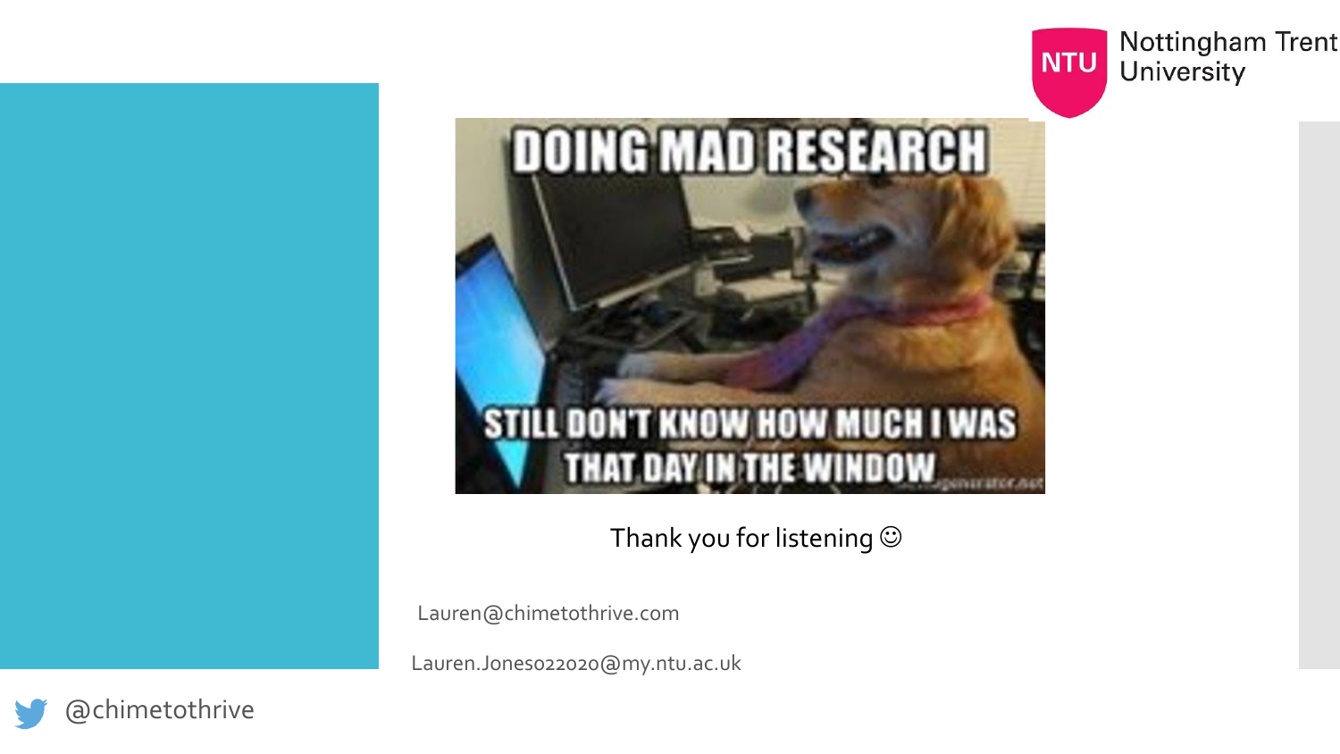Thank you for listening ☺

Lauren@chimetothrive.com

Lauren.Jones022020@my.ntu.ac.uk

@chimetothrive